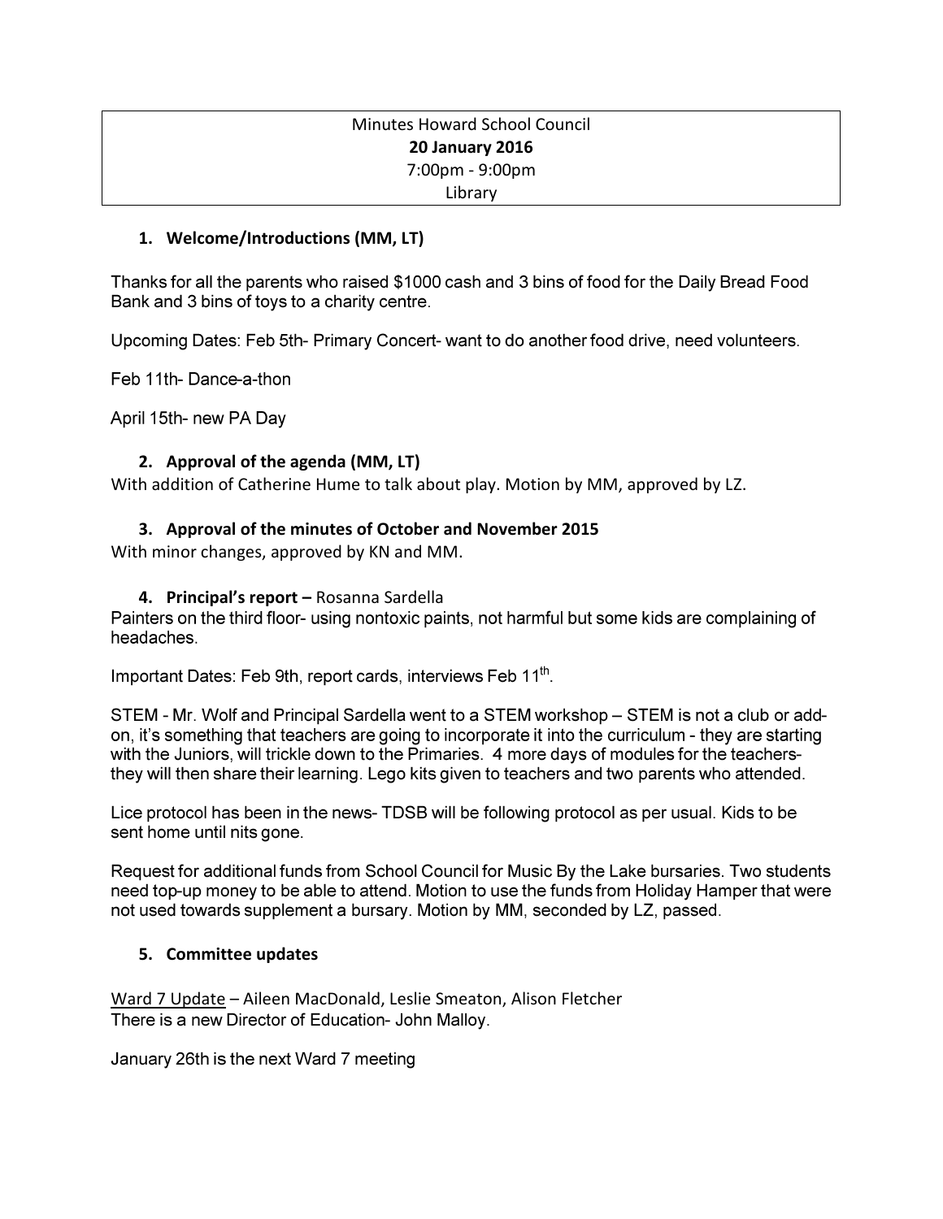Minutes Howard School Council
**20 January 2016**
7:00pm - 9:00pm
Library

### 1. Welcome/Introductions (MM, LT)

Thanks for all the parents who raised $1000 cash and 3 bins of food for the Daily Bread Food Bank and 3 bins of toys to a charity centre.

Upcoming Dates: Feb 5th- Primary Concert- want to do another food drive, need volunteers.

Feb 11th- Dance-a-thon

April 15th- new PA Day

### 2. Approval of the agenda (MM, LT)

With addition of Catherine Hume to talk about play. Motion by MM, approved by LZ.

### 3. Approval of the minutes of October and November 2015

With minor changes, approved by KN and MM.

### 4. Principal's report – Rosanna Sardella

Painters on the third floor- using nontoxic paints, not harmful but some kids are complaining of headaches.

Important Dates: Feb 9th, report cards, interviews Feb 11th.

STEM - Mr. Wolf and Principal Sardella went to a STEM workshop – STEM is not a club or add-on, it's something that teachers are going to incorporate it into the curriculum - they are starting with the Juniors, will trickle down to the Primaries. 4 more days of modules for the teachers- they will then share their learning. Lego kits given to teachers and two parents who attended.

Lice protocol has been in the news- TDSB will be following protocol as per usual. Kids to be sent home until nits gone.

Request for additional funds from School Council for Music By the Lake bursaries. Two students need top-up money to be able to attend. Motion to use the funds from Holiday Hamper that were not used towards supplement a bursary. Motion by MM, seconded by LZ, passed.

### 5. Committee updates

Ward 7 Update – Aileen MacDonald, Leslie Smeaton, Alison Fletcher
There is a new Director of Education- John Malloy.

January 26th is the next Ward 7 meeting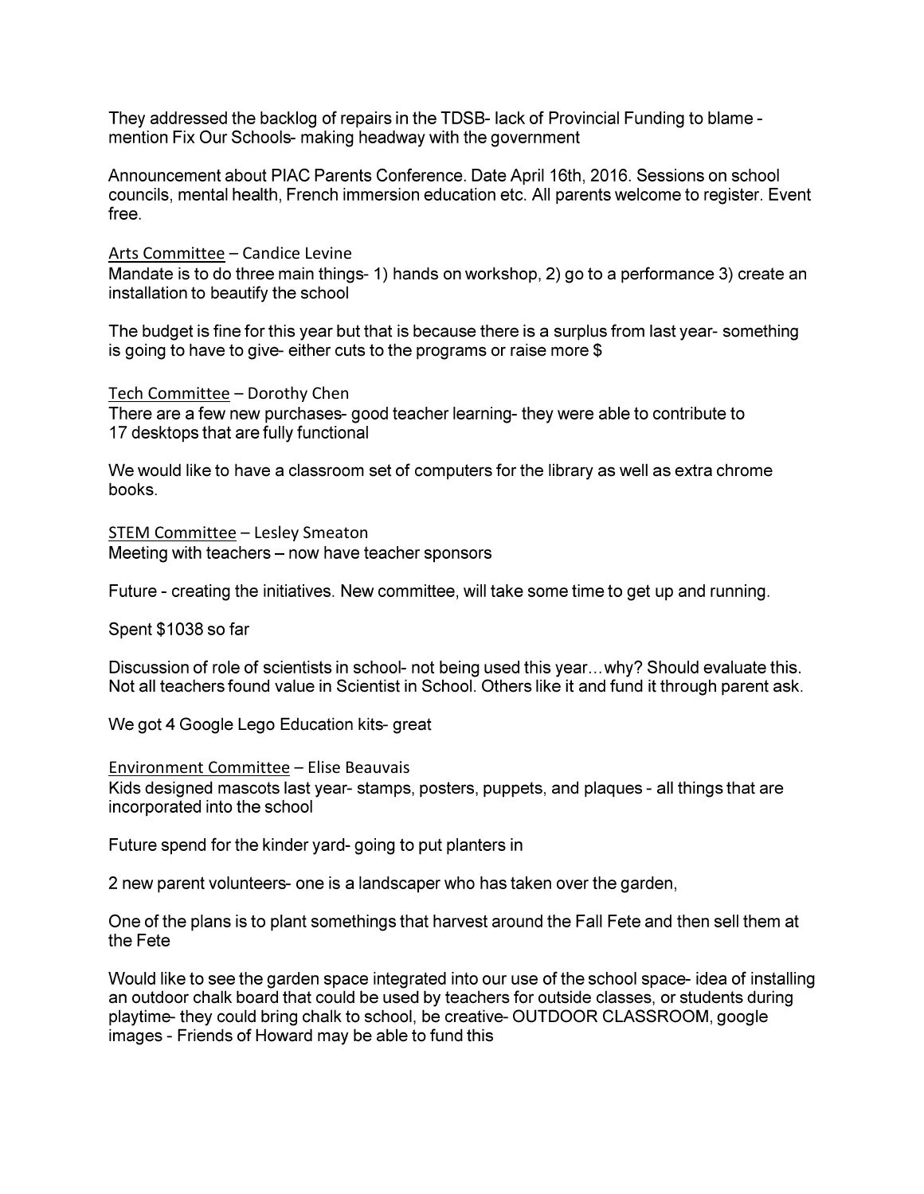They addressed the backlog of repairs in the TDSB- lack of Provincial Funding to blame - mention Fix Our Schools- making headway with the government

Announcement about PIAC Parents Conference. Date April 16th, 2016. Sessions on school councils, mental health, French immersion education etc. All parents welcome to register. Event free.

<u>Arts Committee</u> – Candice Levine

Mandate is to do three main things- 1) hands on workshop, 2) go to a performance 3) create an installation to beautify the school

The budget is fine for this year but that is because there is a surplus from last year- something is going to have to give- either cuts to the programs or raise more $

<u>Tech Committee</u> – Dorothy Chen

There are a few new purchases- good teacher learning- they were able to contribute to 17 desktops that are fully functional

We would like to have a classroom set of computers for the library as well as extra chrome books.

<u>STEM Committee</u> – Lesley Smeaton

Meeting with teachers – now have teacher sponsors

Future - creating the initiatives. New committee, will take some time to get up and running.

Spent $1038 so far

Discussion of role of scientists in school- not being used this year…why? Should evaluate this. Not all teachers found value in Scientist in School. Others like it and fund it through parent ask.

We got 4 Google Lego Education kits- great

<u>Environment Committee</u> – Elise Beauvais

Kids designed mascots last year- stamps, posters, puppets, and plaques - all things that are incorporated into the school

Future spend for the kinder yard- going to put planters in

2 new parent volunteers- one is a landscaper who has taken over the garden,

One of the plans is to plant somethings that harvest around the Fall Fete and then sell them at the Fete

Would like to see the garden space integrated into our use of the school space- idea of installing an outdoor chalk board that could be used by teachers for outside classes, or students during playtime- they could bring chalk to school, be creative- OUTDOOR CLASSROOM, google images - Friends of Howard may be able to fund this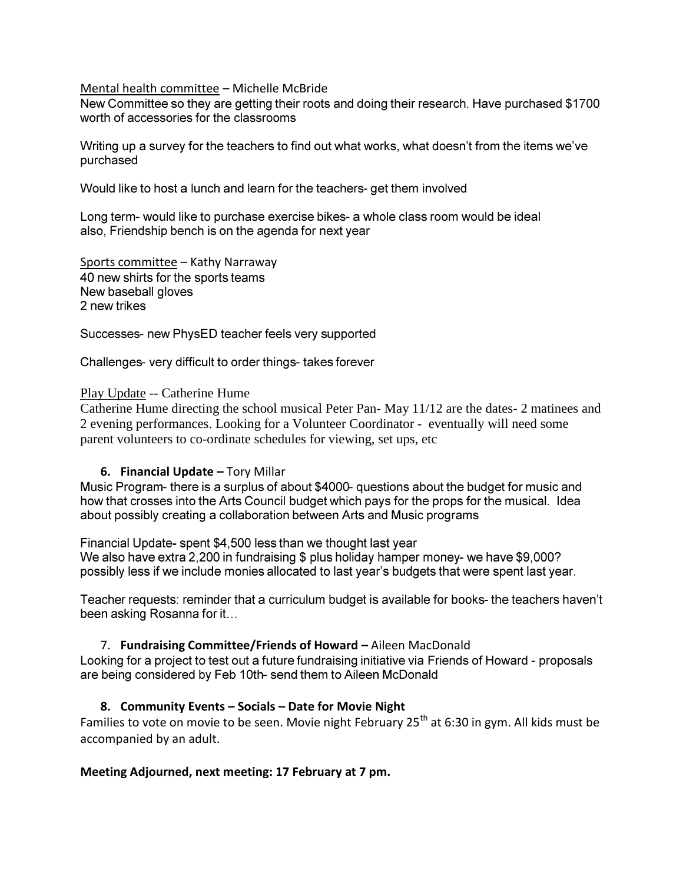Mental health committee – Michelle McBride

New Committee so they are getting their roots and doing their research. Have purchased $1700 worth of accessories for the classrooms

Writing up a survey for the teachers to find out what works, what doesn't from the items we've purchased

Would like to host a lunch and learn for the teachers- get them involved

Long term- would like to purchase exercise bikes- a whole class room would be ideal
also, Friendship bench is on the agenda for next year

Sports committee – Kathy Narraway

40 new shirts for the sports teams
New baseball gloves
2 new trikes

Successes- new PhysED teacher feels very supported

Challenges- very difficult to order things- takes forever

Play Update -- Catherine Hume

Catherine Hume directing the school musical Peter Pan- May 11/12 are the dates- 2 matinees and 2 evening performances. Looking for a Volunteer Coordinator - eventually will need some parent volunteers to co-ordinate schedules for viewing, set ups, etc

6. **Financial Update –** Tory Millar

Music Program- there is a surplus of about $4000- questions about the budget for music and how that crosses into the Arts Council budget which pays for the props for the musical. Idea about possibly creating a collaboration between Arts and Music programs

Financial Update- spent $4,500 less than we thought last year
We also have extra 2,200 in fundraising $ plus holiday hamper money- we have $9,000? possibly less if we include monies allocated to last year's budgets that were spent last year.

Teacher requests: reminder that a curriculum budget is available for books- the teachers haven't been asking Rosanna for it…

7. **Fundraising Committee/Friends of Howard –** Aileen MacDonald

Looking for a project to test out a future fundraising initiative via Friends of Howard - proposals are being considered by Feb 10th- send them to Aileen McDonald

8. **Community Events – Socials – Date for Movie Night**

Families to vote on movie to be seen. Movie night February 25th at 6:30 in gym. All kids must be accompanied by an adult.

**Meeting Adjourned, next meeting: 17 February at 7 pm.**